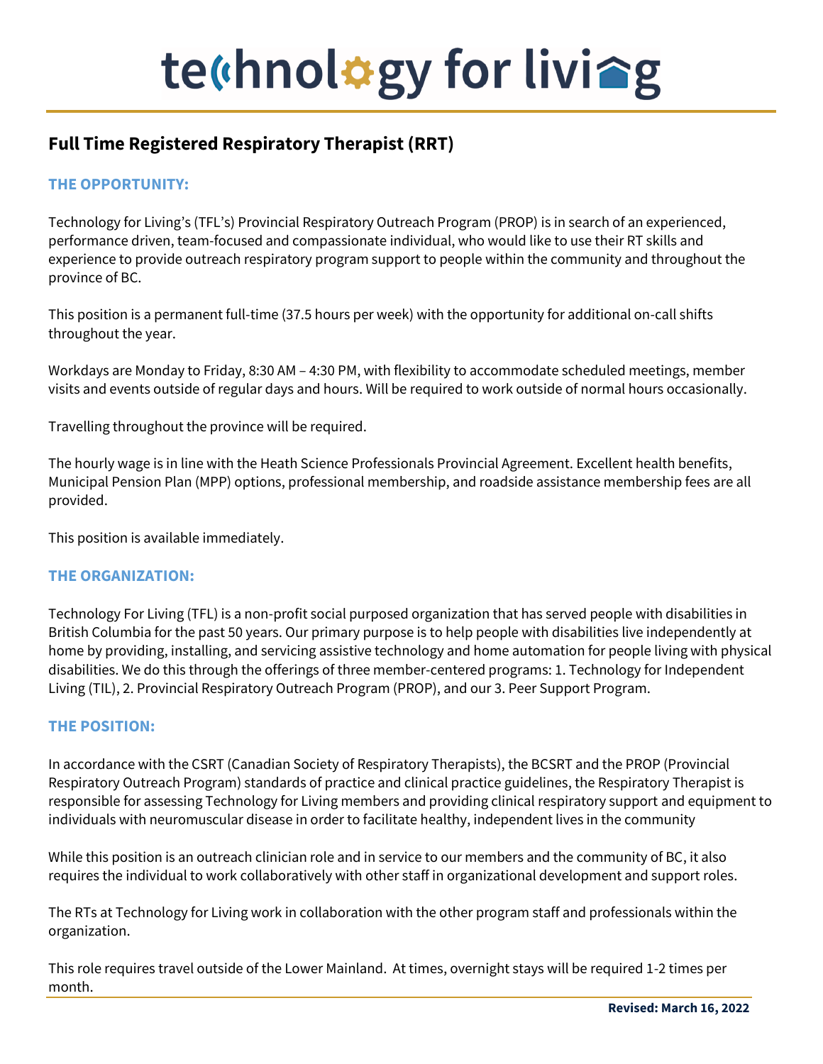# technology for living

## Full Time Registered Respiratory Therapist (RRT)

### THE OPPORTUNITY:

Technology for Living's (TFL's) Provincial Respiratory Outreach Program (PROP) is in search of an experienced, performance driven, team-focused and compassionate individual, who would like to use their RT skills and experience to provide outreach respiratory program support to people within the community and throughout the province of BC.

This position is a permanent full-time (37.5 hours per week) with the opportunity for additional on-call shifts throughout the year.

Workdays are Monday to Friday, 8:30 AM – 4:30 PM, with flexibility to accommodate scheduled meetings, member visits and events outside of regular days and hours. Will be required to work outside of normal hours occasionally.

Travelling throughout the province will be required.

The hourly wage is in line with the Heath Science Professionals Provincial Agreement. Excellent health benefits, Municipal Pension Plan (MPP) options, professional membership, and roadside assistance membership fees are all provided.

This position is available immediately.

### THE ORGANIZATION:

Technology For Living (TFL) is a non-profit social purposed organization that has served people with disabilities in British Columbia for the past 50 years. Our primary purpose is to help people with disabilities live independently at home by providing, installing, and servicing assistive technology and home automation for people living with physical disabilities. We do this through the offerings of three member-centered programs: 1. Technology for Independent Living (TIL), 2. Provincial Respiratory Outreach Program (PROP), and our 3. Peer Support Program.

### THE POSITION:

In accordance with the CSRT (Canadian Society of Respiratory Therapists), the BCSRT and the PROP (Provincial Respiratory Outreach Program) standards of practice and clinical practice guidelines, the Respiratory Therapist is responsible for assessing Technology for Living members and providing clinical respiratory support and equipment to individuals with neuromuscular disease in order to facilitate healthy, independent lives in the community

While this position is an outreach clinician role and in service to our members and the community of BC, it also requires the individual to work collaboratively with other staff in organizational development and support roles.

The RTs at Technology for Living work in collaboration with the other program staff and professionals within the organization.

This role requires travel outside of the Lower Mainland. At times, overnight stays will be required 1-2 times per month.

**Revised: March 16, 2022**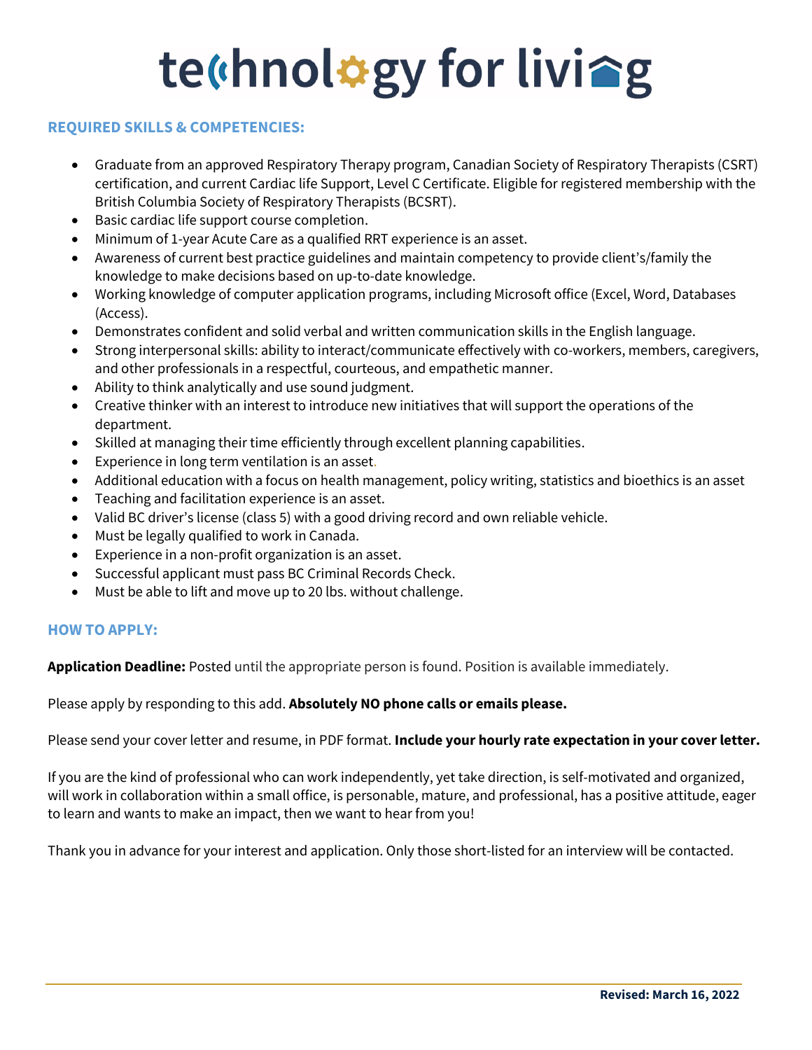# technology for living

## REQUIRED SKILLS & COMPETENCIES:

- Graduate from an approved Respiratory Therapy program, Canadian Society of Respiratory Therapists (CSRT) certification, and current Cardiac life Support, Level C Certificate. Eligible for registered membership with the British Columbia Society of Respiratory Therapists (BCSRT).
- Basic cardiac life support course completion.
- Minimum of 1-year Acute Care as a qualified RRT experience is an asset.
- Awareness of current best practice guidelines and maintain competency to provide client's/family the knowledge to make decisions based on up-to-date knowledge.
- Working knowledge of computer application programs, including Microsoft office (Excel, Word, Databases (Access).
- Demonstrates confident and solid verbal and written communication skills in the English language.
- Strong interpersonal skills: ability to interact/communicate effectively with co-workers, members, caregivers, and other professionals in a respectful, courteous, and empathetic manner.
- Ability to think analytically and use sound judgment.
- Creative thinker with an interest to introduce new initiatives that will support the operations of the department.
- Skilled at managing their time efficiently through excellent planning capabilities.
- Experience in long term ventilation is an asset.
- Additional education with a focus on health management, policy writing, statistics and bioethics is an asset
- Teaching and facilitation experience is an asset.
- Valid BC driver's license (class 5) with a good driving record and own reliable vehicle.
- Must be legally qualified to work in Canada.
- Experience in a non-profit organization is an asset.
- Successful applicant must pass BC Criminal Records Check.
- Must be able to lift and move up to 20 lbs. without challenge.

## HOW TO APPLY:

**Application Deadline:** Posted until the appropriate person is found. Position is available immediately.

Please apply by responding to this add. **Absolutely NO phone calls or emails please.**

Please send your cover letter and resume, in PDF format. **Include your hourly rate expectation in your cover letter.**

If you are the kind of professional who can work independently, yet take direction, is self-motivated and organized, will work in collaboration within a small office, is personable, mature, and professional, has a positive attitude, eager to learn and wants to make an impact, then we want to hear from you!

Thank you in advance for your interest and application. Only those short-listed for an interview will be contacted.

**Revised: March 16, 2022**